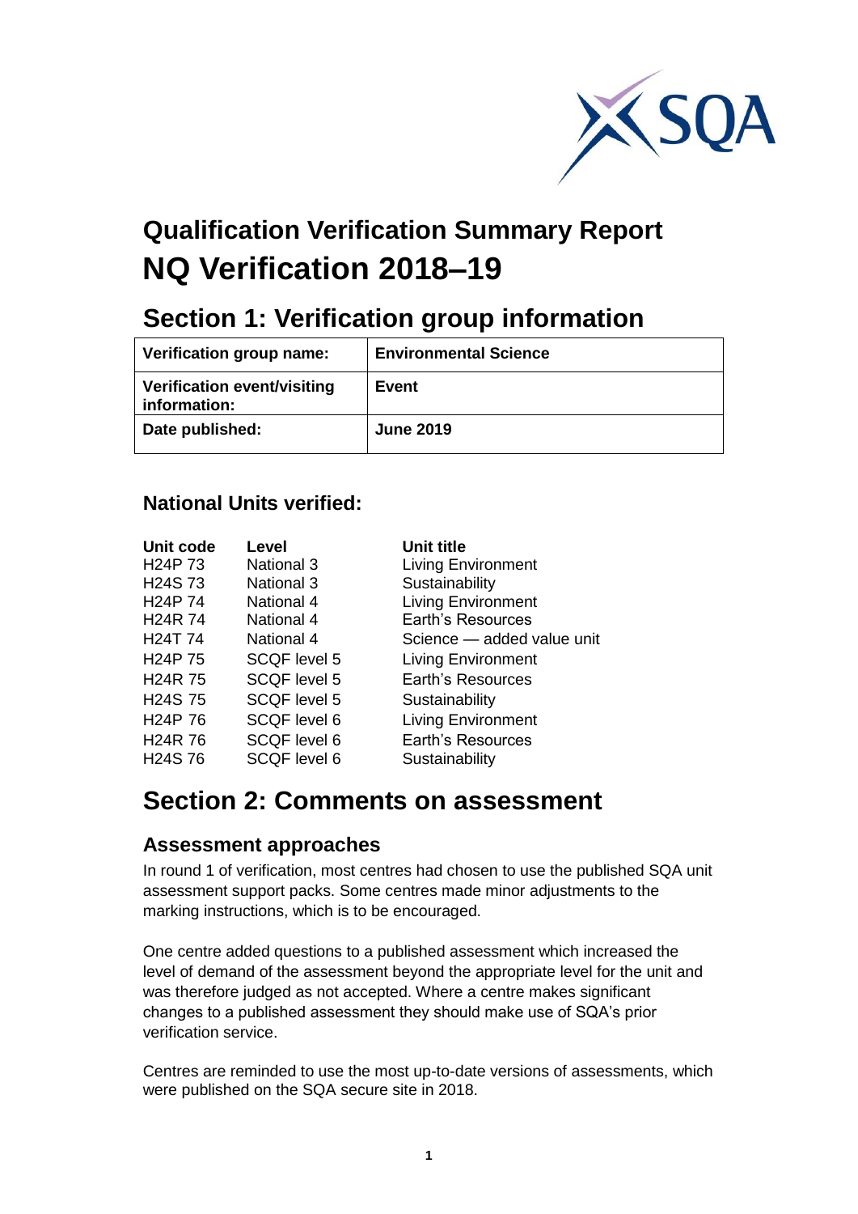# Qualification Verification Summary Report
# NQ Verification 2018–19

## Section 1: Verification group information

| | |
|---|---|
| **Verification group name:** | **Environmental Science** |
| **Verification event/visiting information:** | **Event** |
| **Date published:** | **June 2019** |

### National Units verified:

| Unit code | Level | Unit title |
|---|---|---|
| H24P 73 | National 3 | Living Environment |
| H24S 73 | National 3 | Sustainability |
| H24P 74 | National 4 | Living Environment |
| H24R 74 | National 4 | Earth's Resources |
| H24T 74 | National 4 | Science — added value unit |
| H24P 75 | SCQF level 5 | Living Environment |
| H24R 75 | SCQF level 5 | Earth's Resources |
| H24S 75 | SCQF level 5 | Sustainability |
| H24P 76 | SCQF level 6 | Living Environment |
| H24R 76 | SCQF level 6 | Earth's Resources |
| H24S 76 | SCQF level 6 | Sustainability |

## Section 2: Comments on assessment

### Assessment approaches

In round 1 of verification, most centres had chosen to use the published SQA unit assessment support packs. Some centres made minor adjustments to the marking instructions, which is to be encouraged.

One centre added questions to a published assessment which increased the level of demand of the assessment beyond the appropriate level for the unit and was therefore judged as not accepted. Where a centre makes significant changes to a published assessment they should make use of SQA's prior verification service.

Centres are reminded to use the most up-to-date versions of assessments, which were published on the SQA secure site in 2018.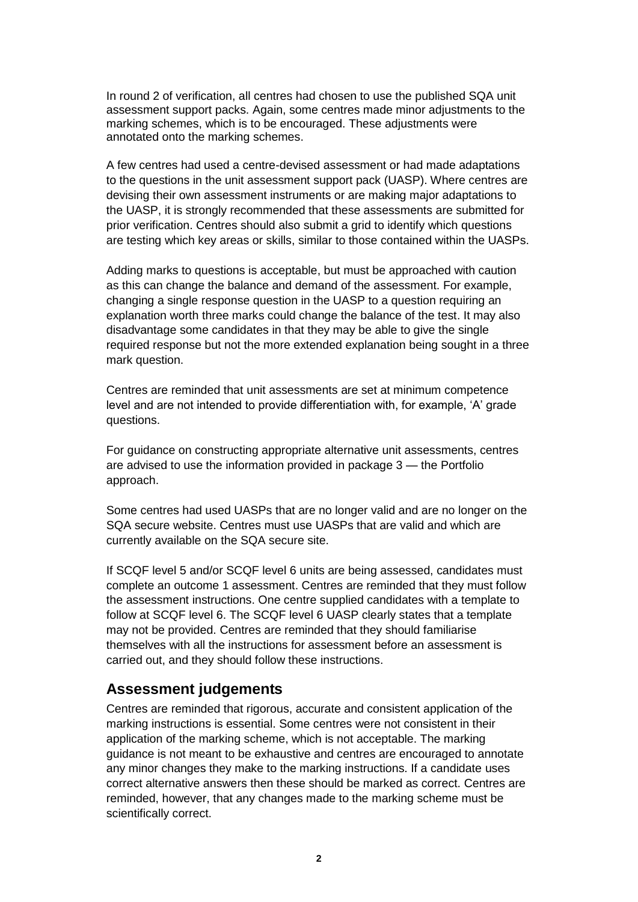In round 2 of verification, all centres had chosen to use the published SQA unit assessment support packs. Again, some centres made minor adjustments to the marking schemes, which is to be encouraged. These adjustments were annotated onto the marking schemes.

A few centres had used a centre-devised assessment or had made adaptations to the questions in the unit assessment support pack (UASP). Where centres are devising their own assessment instruments or are making major adaptations to the UASP, it is strongly recommended that these assessments are submitted for prior verification. Centres should also submit a grid to identify which questions are testing which key areas or skills, similar to those contained within the UASPs.

Adding marks to questions is acceptable, but must be approached with caution as this can change the balance and demand of the assessment. For example, changing a single response question in the UASP to a question requiring an explanation worth three marks could change the balance of the test. It may also disadvantage some candidates in that they may be able to give the single required response but not the more extended explanation being sought in a three mark question.

Centres are reminded that unit assessments are set at minimum competence level and are not intended to provide differentiation with, for example, 'A' grade questions.

For guidance on constructing appropriate alternative unit assessments, centres are advised to use the information provided in package 3 — the Portfolio approach.

Some centres had used UASPs that are no longer valid and are no longer on the SQA secure website. Centres must use UASPs that are valid and which are currently available on the SQA secure site.

If SCQF level 5 and/or SCQF level 6 units are being assessed, candidates must complete an outcome 1 assessment. Centres are reminded that they must follow the assessment instructions. One centre supplied candidates with a template to follow at SCQF level 6. The SCQF level 6 UASP clearly states that a template may not be provided. Centres are reminded that they should familiarise themselves with all the instructions for assessment before an assessment is carried out, and they should follow these instructions.

## Assessment judgements

Centres are reminded that rigorous, accurate and consistent application of the marking instructions is essential. Some centres were not consistent in their application of the marking scheme, which is not acceptable. The marking guidance is not meant to be exhaustive and centres are encouraged to annotate any minor changes they make to the marking instructions. If a candidate uses correct alternative answers then these should be marked as correct. Centres are reminded, however, that any changes made to the marking scheme must be scientifically correct.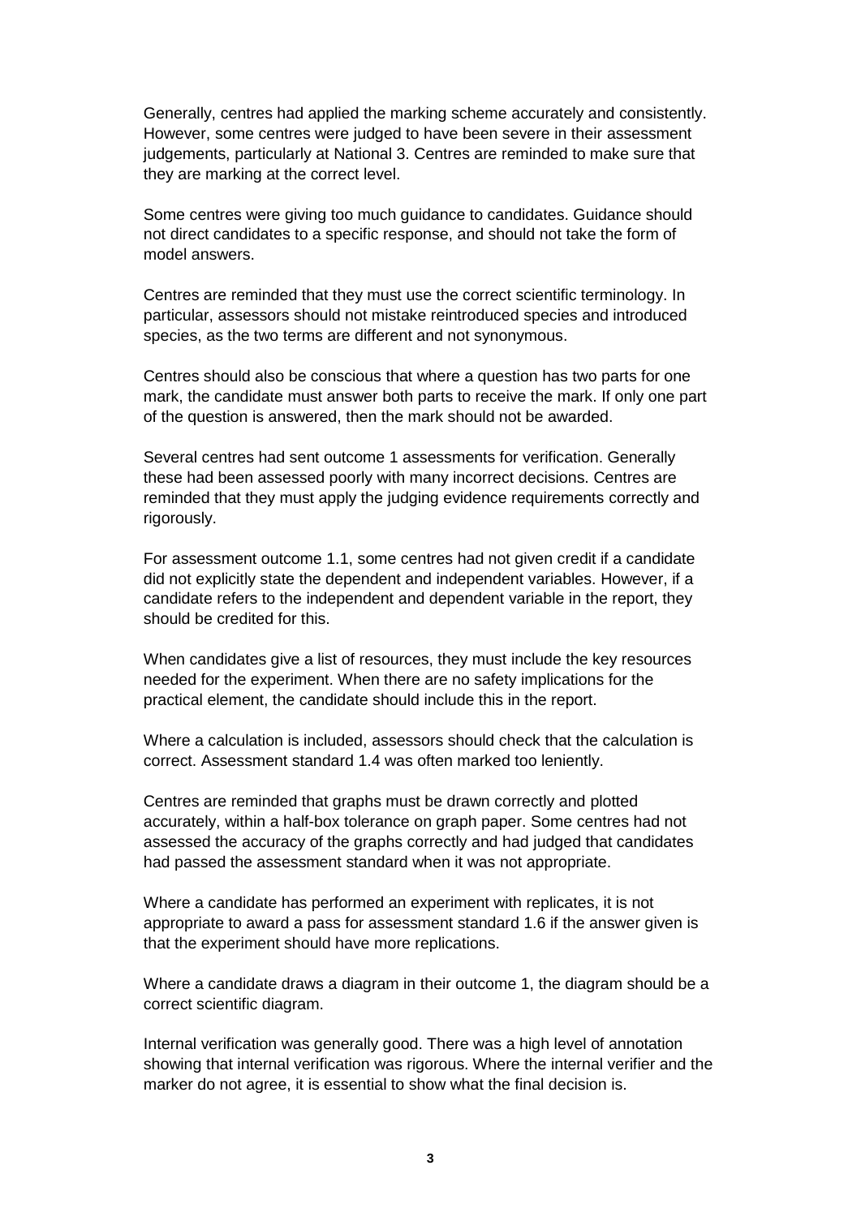Generally, centres had applied the marking scheme accurately and consistently. However, some centres were judged to have been severe in their assessment judgements, particularly at National 3. Centres are reminded to make sure that they are marking at the correct level.

Some centres were giving too much guidance to candidates. Guidance should not direct candidates to a specific response, and should not take the form of model answers.

Centres are reminded that they must use the correct scientific terminology. In particular, assessors should not mistake reintroduced species and introduced species, as the two terms are different and not synonymous.

Centres should also be conscious that where a question has two parts for one mark, the candidate must answer both parts to receive the mark. If only one part of the question is answered, then the mark should not be awarded.

Several centres had sent outcome 1 assessments for verification. Generally these had been assessed poorly with many incorrect decisions. Centres are reminded that they must apply the judging evidence requirements correctly and rigorously.

For assessment outcome 1.1, some centres had not given credit if a candidate did not explicitly state the dependent and independent variables. However, if a candidate refers to the independent and dependent variable in the report, they should be credited for this.

When candidates give a list of resources, they must include the key resources needed for the experiment. When there are no safety implications for the practical element, the candidate should include this in the report.

Where a calculation is included, assessors should check that the calculation is correct. Assessment standard 1.4 was often marked too leniently.

Centres are reminded that graphs must be drawn correctly and plotted accurately, within a half-box tolerance on graph paper. Some centres had not assessed the accuracy of the graphs correctly and had judged that candidates had passed the assessment standard when it was not appropriate.

Where a candidate has performed an experiment with replicates, it is not appropriate to award a pass for assessment standard 1.6 if the answer given is that the experiment should have more replications.

Where a candidate draws a diagram in their outcome 1, the diagram should be a correct scientific diagram.

Internal verification was generally good. There was a high level of annotation showing that internal verification was rigorous. Where the internal verifier and the marker do not agree, it is essential to show what the final decision is.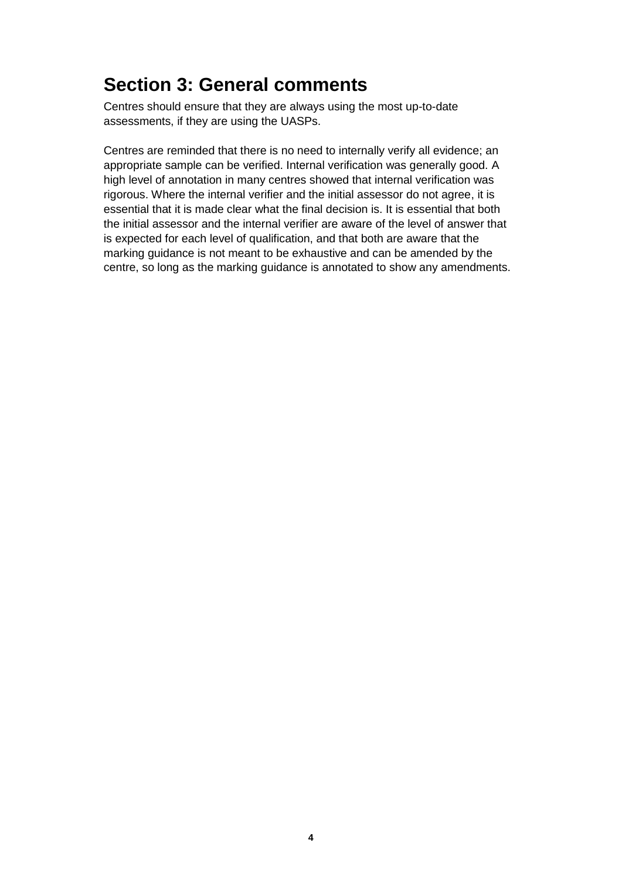## Section 3: General comments

Centres should ensure that they are always using the most up-to-date assessments, if they are using the UASPs.

Centres are reminded that there is no need to internally verify all evidence; an appropriate sample can be verified. Internal verification was generally good. A high level of annotation in many centres showed that internal verification was rigorous. Where the internal verifier and the initial assessor do not agree, it is essential that it is made clear what the final decision is. It is essential that both the initial assessor and the internal verifier are aware of the level of answer that is expected for each level of qualification, and that both are aware that the marking guidance is not meant to be exhaustive and can be amended by the centre, so long as the marking guidance is annotated to show any amendments.